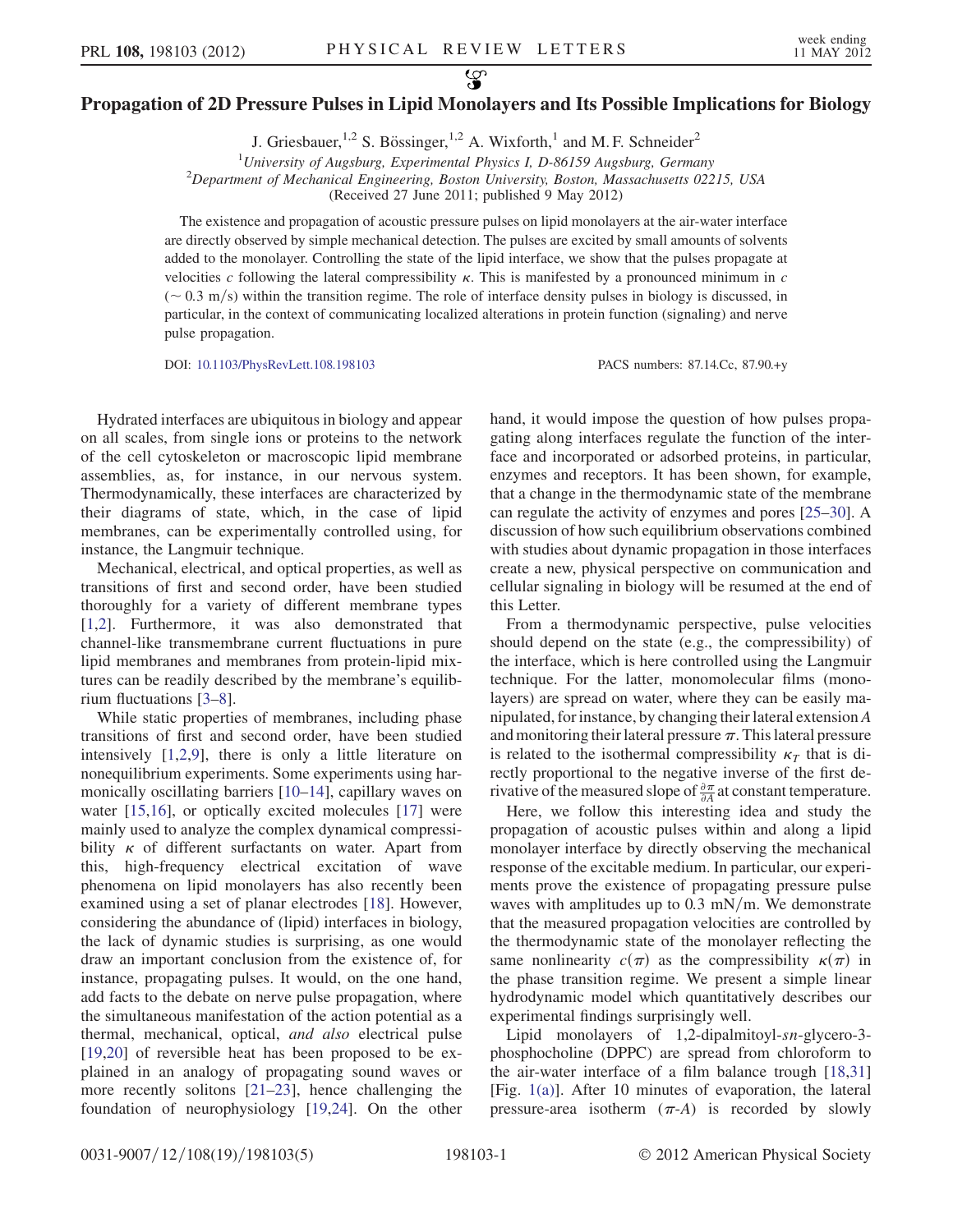# Propagation of 2D Pressure Pulses in Lipid Monolayers and Its Possible Implications for Biology

J. Griesbauer,[1,2] S. Bössinger,[1,2] A. Wixforth,[1] and M. F. Schneider[2]

[1]University of Augsburg, Experimental Physics I, D-86159 Augsburg, Germany

[2]Department of Mechanical Engineering, Boston University, Boston, Massachusetts 02215, USA

(Received 27 June 2011; published 9 May 2012)

The existence and propagation of acoustic pressure pulses on lipid monolayers at the air-water interface are directly observed by simple mechanical detection. The pulses are excited by small amounts of solvents added to the monolayer. Controlling the state of the lipid interface, we show that the pulses propagate at velocities $c$ following the lateral compressibility $\kappa$. This is manifested by a pronounced minimum in $c$ ($\sim 0.3$ m/s) within the transition regime. The role of interface density pulses in biology is discussed, in particular, in the context of communicating localized alterations in protein function (signaling) and nerve pulse propagation.

DOI: 10.1103/PhysRevLett.108.198103 PACS numbers: 87.14.Cc, 87.90.+y

Hydrated interfaces are ubiquitous in biology and appear on all scales, from single ions or proteins to the network of the cell cytoskeleton or macroscopic lipid membrane assemblies, as, for instance, in our nervous system. Thermodynamically, these interfaces are characterized by their diagrams of state, which, in the case of lipid membranes, can be experimentally controlled using, for instance, the Langmuir technique.

Mechanical, electrical, and optical properties, as well as transitions of first and second order, have been studied thoroughly for a variety of different membrane types [1,2]. Furthermore, it was also demonstrated that channel-like transmembrane current fluctuations in pure lipid membranes and membranes from protein-lipid mixtures can be readily described by the membrane's equilibrium fluctuations [3–8].

While static properties of membranes, including phase transitions of first and second order, have been studied intensively [1,2,9], there is only a little literature on nonequilibrium experiments. Some experiments using harmonically oscillating barriers [10–14], capillary waves on water [15,16], or optically excited molecules [17] were mainly used to analyze the complex dynamical compressibility $\kappa$ of different surfactants on water. Apart from this, high-frequency electrical excitation of wave phenomena on lipid monolayers has also recently been examined using a set of planar electrodes [18]. However, considering the abundance of (lipid) interfaces in biology, the lack of dynamic studies is surprising, as one would draw an important conclusion from the existence of, for instance, propagating pulses. It would, on the one hand, add facts to the debate on nerve pulse propagation, where the simultaneous manifestation of the action potential as a thermal, mechanical, optical, *and also* electrical pulse [19,20] of reversible heat has been proposed to be explained in an analogy of propagating sound waves or more recently solitons [21–23], hence challenging the foundation of neurophysiology [19,24]. On the other hand, it would impose the question of how pulses propagating along interfaces regulate the function of the interface and incorporated or adsorbed proteins, in particular, enzymes and receptors. It has been shown, for example, that a change in the thermodynamic state of the membrane can regulate the activity of enzymes and pores [25–30]. A discussion of how such equilibrium observations combined with studies about dynamic propagation in those interfaces create a new, physical perspective on communication and cellular signaling in biology will be resumed at the end of this Letter.

From a thermodynamic perspective, pulse velocities should depend on the state (e.g., the compressibility) of the interface, which is here controlled using the Langmuir technique. For the latter, monomolecular films (monolayers) are spread on water, where they can be easily manipulated, for instance, by changing their lateral extension $A$ and monitoring their lateral pressure $\pi$. This lateral pressure is related to the isothermal compressibility $\kappa_T$ that is directly proportional to the negative inverse of the first derivative of the measured slope of $\frac{\partial \pi}{\partial A}$ at constant temperature.

Here, we follow this interesting idea and study the propagation of acoustic pulses within and along a lipid monolayer interface by directly observing the mechanical response of the excitable medium. In particular, our experiments prove the existence of propagating pressure pulse waves with amplitudes up to 0.3 mN/m. We demonstrate that the measured propagation velocities are controlled by the thermodynamic state of the monolayer reflecting the same nonlinearity $c(\pi)$ as the compressibility $\kappa(\pi)$ in the phase transition regime. We present a simple linear hydrodynamic model which quantitatively describes our experimental findings surprisingly well.

Lipid monolayers of 1,2-dipalmitoyl-*sn*-glycero-3-phosphocholine (DPPC) are spread from chloroform to the air-water interface of a film balance trough [18,31] [Fig. 1(a)]. After 10 minutes of evaporation, the lateral pressure-area isotherm ($\pi$-$A$) is recorded by slowly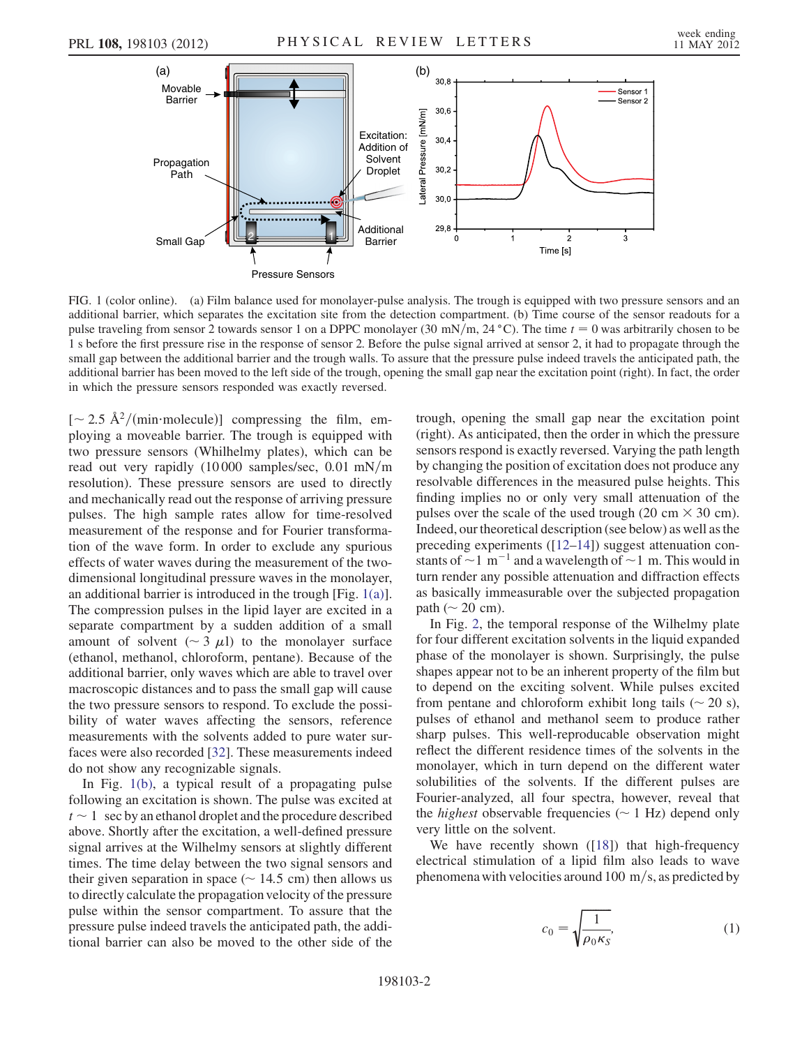FIG. 1 (color online). (a) Film balance used for monolayer-pulse analysis. The trough is equipped with two pressure sensors and an additional barrier, which separates the excitation site from the detection compartment. (b) Time course of the sensor readouts for a pulse traveling from sensor 2 towards sensor 1 on a DPPC monolayer (30 mN/m, 24 °C). The time $t = 0$ was arbitrarily chosen to be 1 s before the first pressure rise in the response of sensor 2. Before the pulse signal arrived at sensor 2, it had to propagate through the small gap between the additional barrier and the trough walls. To assure that the pressure pulse indeed travels the anticipated path, the additional barrier has been moved to the left side of the trough, opening the small gap near the excitation point (right). In fact, the order in which the pressure sensors responded was exactly reversed.

[$\sim 2.5$ Å$^2$/(min·molecule)] compressing the film, employing a moveable barrier. The trough is equipped with two pressure sensors (Whilhelmy plates), which can be read out very rapidly (10 000 samples/sec, 0.01 mN/m resolution). These pressure sensors are used to directly and mechanically read out the response of arriving pressure pulses. The high sample rates allow for time-resolved measurement of the response and for Fourier transformation of the wave form. In order to exclude any spurious effects of water waves during the measurement of the two-dimensional longitudinal pressure waves in the monolayer, an additional barrier is introduced in the trough [Fig. 1(a)]. The compression pulses in the lipid layer are excited in a separate compartment by a sudden addition of a small amount of solvent ($\sim 3$ $\mu$l) to the monolayer surface (ethanol, methanol, chloroform, pentane). Because of the additional barrier, only waves which are able to travel over macroscopic distances and to pass the small gap will cause the two pressure sensors to respond. To exclude the possibility of water waves affecting the sensors, reference measurements with the solvents added to pure water surfaces were also recorded [32]. These measurements indeed do not show any recognizable signals.

In Fig. 1(b), a typical result of a propagating pulse following an excitation is shown. The pulse was excited at $t \sim 1$ sec by an ethanol droplet and the procedure described above. Shortly after the excitation, a well-defined pressure signal arrives at the Wilhelmy sensors at slightly different times. The time delay between the two signal sensors and their given separation in space ($\sim 14.5$ cm) then allows us to directly calculate the propagation velocity of the pressure pulse within the sensor compartment. To assure that the pressure pulse indeed travels the anticipated path, the additional barrier can also be moved to the other side of the trough, opening the small gap near the excitation point (right). As anticipated, then the order in which the pressure sensors respond is exactly reversed. Varying the path length by changing the position of excitation does not produce any resolvable differences in the measured pulse heights. This finding implies no or only very small attenuation of the pulses over the scale of the used trough (20 cm × 30 cm). Indeed, our theoretical description (see below) as well as the preceding experiments ([12–14]) suggest attenuation constants of $\sim 1$ m$^{-1}$ and a wavelength of $\sim 1$ m. This would in turn render any possible attenuation and diffraction effects as basically immeasurable over the subjected propagation path ($\sim 20$ cm).

In Fig. 2, the temporal response of the Wilhelmy plate for four different excitation solvents in the liquid expanded phase of the monolayer is shown. Surprisingly, the pulse shapes appear not to be an inherent property of the film but to depend on the exciting solvent. While pulses excited from pentane and chloroform exhibit long tails ($\sim 20$ s), pulses of ethanol and methanol seem to produce rather sharp pulses. This well-reproducable observation might reflect the different residence times of the solvents in the monolayer, which in turn depend on the different water solubilities of the solvents. If the different pulses are Fourier-analyzed, all four spectra, however, reveal that the *highest* observable frequencies ($\sim 1$ Hz) depend only very little on the solvent.

We have recently shown ([18]) that high-frequency electrical stimulation of a lipid film also leads to wave phenomena with velocities around 100 m/s, as predicted by

$$c_0 = \sqrt{\frac{1}{\rho_0 \kappa_S}}, \tag{1}$$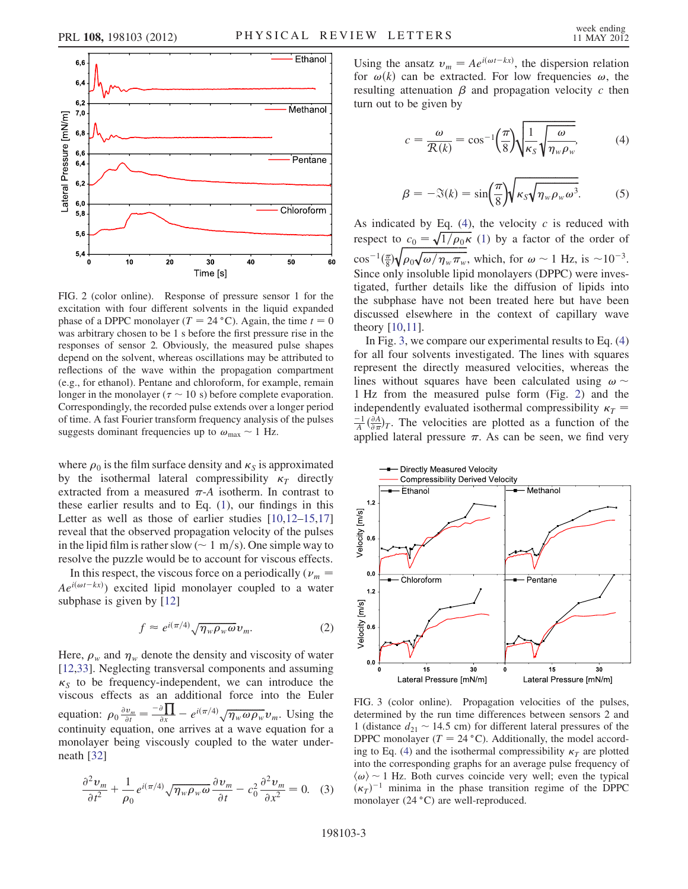FIG. 2 (color online). Response of pressure sensor 1 for the excitation with four different solvents in the liquid expanded phase of a DPPC monolayer ($T = 24\,°C$). Again, the time $t = 0$ was arbitrary chosen to be 1 s before the first pressure rise in the responses of sensor 2. Obviously, the measured pulse shapes depend on the solvent, whereas oscillations may be attributed to reflections of the wave within the propagation compartment (e.g., for ethanol). Pentane and chloroform, for example, remain longer in the monolayer ($\tau \sim 10$ s) before complete evaporation. Correspondingly, the recorded pulse extends over a longer period of time. A fast Fourier transform frequency analysis of the pulses suggests dominant frequencies up to $\omega_{\max} \sim 1$ Hz.

where $\rho_0$ is the film surface density and $\kappa_S$ is approximated by the isothermal lateral compressibility $\kappa_T$ directly extracted from a measured $\pi$-$A$ isotherm. In contrast to these earlier results and to Eq. (1), our findings in this Letter as well as those of earlier studies [10,12–15,17] reveal that the observed propagation velocity of the pulses in the lipid film is rather slow ($\sim 1$ m/s). One simple way to resolve the puzzle would be to account for viscous effects.

In this respect, the viscous force on a periodically ($v_m = Ae^{i(\omega t - kx)}$) excited lipid monolayer coupled to a water subphase is given by [12]

$$f \approx e^{i(\pi/4)}\sqrt{\eta_w \rho_w \omega}\, v_m. \tag{2}$$

Here, $\rho_w$ and $\eta_w$ denote the density and viscosity of water [12,33]. Neglecting transversal components and assuming $\kappa_S$ to be frequency-independent, we can introduce the viscous effects as an additional force into the Euler equation: $\rho_0 \frac{\partial v_m}{\partial t} = \frac{-\partial \prod}{\partial x} - e^{i(\pi/4)}\sqrt{\eta_w \omega \rho_w} v_m$. Using the continuity equation, one arrives at a wave equation for a monolayer being viscously coupled to the water underneath [32]

$$\frac{\partial^2 v_m}{\partial t^2} + \frac{1}{\rho_0} e^{i(\pi/4)}\sqrt{\eta_w \rho_w \omega}\frac{\partial v_m}{\partial t} - c_0^2 \frac{\partial^2 v_m}{\partial x^2} = 0. \tag{3}$$

Using the ansatz $v_m = Ae^{i(\omega t - kx)}$, the dispersion relation for $\omega(k)$ can be extracted. For low frequencies $\omega$, the resulting attenuation $\beta$ and propagation velocity $c$ then turn out to be given by

$$c = \frac{\omega}{\mathcal{R}(k)} = \cos^{-1}\left(\frac{\pi}{8}\right)\sqrt{\frac{1}{\kappa_S}\sqrt{\frac{\omega}{\eta_w \rho_w}}}, \tag{4}$$

$$\beta = -\Im(k) = \sin\left(\frac{\pi}{8}\right)\sqrt{\kappa_S \sqrt{\eta_w \rho_w \omega^3}}. \tag{5}$$

As indicated by Eq. (4), the velocity $c$ is reduced with respect to $c_0 = \sqrt{1/\rho_0 \kappa}$ (1) by a factor of the order of $\cos^{-1}(\frac{\pi}{8})\sqrt{\rho_0\sqrt{\omega/\eta_w \pi_w}}$, which, for $\omega \sim 1$ Hz, is $\sim 10^{-3}$. Since only insoluble lipid monolayers (DPPC) were investigated, further details like the diffusion of lipids into the subphase have not been treated here but have been discussed elsewhere in the context of capillary wave theory [10,11].

In Fig. 3, we compare our experimental results to Eq. (4) for all four solvents investigated. The lines with squares represent the directly measured velocities, whereas the lines without squares have been calculated using $\omega \sim 1$ Hz from the measured pulse form (Fig. 2) and the independently evaluated isothermal compressibility $\kappa_T = \frac{-1}{A}(\frac{\partial A}{\partial \pi})_T$. The velocities are plotted as a function of the applied lateral pressure $\pi$. As can be seen, we find very

FIG. 3 (color online). Propagation velocities of the pulses, determined by the run time differences between sensors 2 and 1 (distance $d_{21} \sim 14.5$ cm) for different lateral pressures of the DPPC monolayer ($T = 24\,°C$). Additionally, the model according to Eq. (4) and the isothermal compressibility $\kappa_T$ are plotted into the corresponding graphs for an average pulse frequency of $\langle\omega\rangle \sim 1$ Hz. Both curves coincide very well; even the typical $(\kappa_T)^{-1}$ minima in the phase transition regime of the DPPC monolayer (24 °C) are well-reproduced.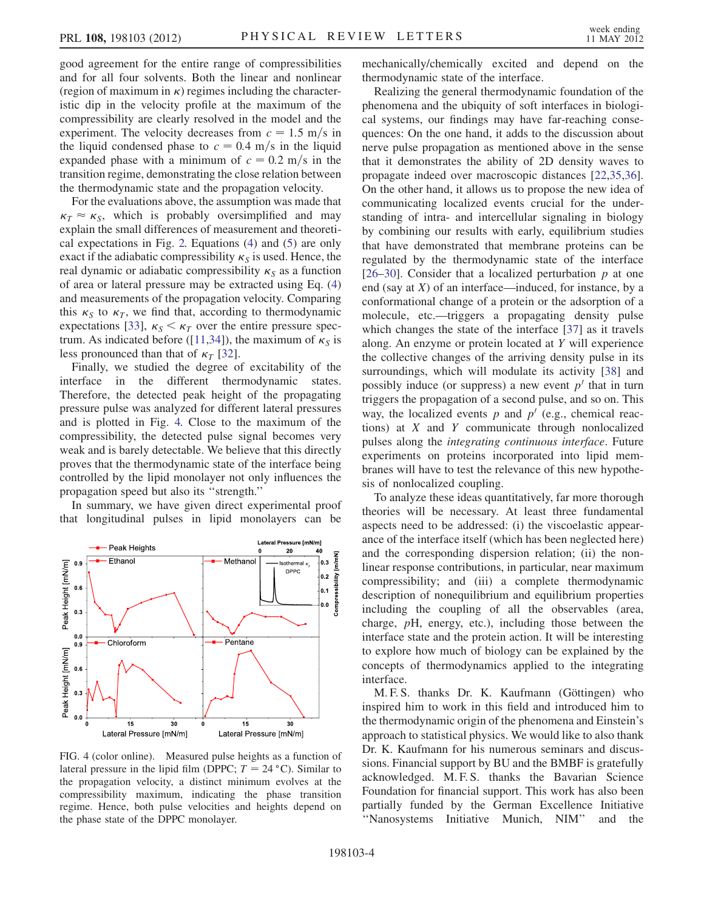good agreement for the entire range of compressibilities and for all four solvents. Both the linear and nonlinear (region of maximum in $\kappa$) regimes including the characteristic dip in the velocity profile at the maximum of the compressibility are clearly resolved in the model and the experiment. The velocity decreases from $c = 1.5$ m/s in the liquid condensed phase to $c = 0.4$ m/s in the liquid expanded phase with a minimum of $c = 0.2$ m/s in the transition regime, demonstrating the close relation between the thermodynamic state and the propagation velocity.

For the evaluations above, the assumption was made that $\kappa_T \approx \kappa_S$, which is probably oversimplified and may explain the small differences of measurement and theoretical expectations in Fig. 2. Equations (4) and (5) are only exact if the adiabatic compressibility $\kappa_S$ is used. Hence, the real dynamic or adiabatic compressibility $\kappa_S$ as a function of area or lateral pressure may be extracted using Eq. (4) and measurements of the propagation velocity. Comparing this $\kappa_S$ to $\kappa_T$, we find that, according to thermodynamic expectations [33], $\kappa_S < \kappa_T$ over the entire pressure spectrum. As indicated before ([11,34]), the maximum of $\kappa_S$ is less pronounced than that of $\kappa_T$ [32].

Finally, we studied the degree of excitability of the interface in the different thermodynamic states. Therefore, the detected peak height of the propagating pressure pulse was analyzed for different lateral pressures and is plotted in Fig. 4. Close to the maximum of the compressibility, the detected pulse signal becomes very weak and is barely detectable. We believe that this directly proves that the thermodynamic state of the interface being controlled by the lipid monolayer not only influences the propagation speed but also its "strength."

In summary, we have given direct experimental proof that longitudinal pulses in lipid monolayers can be mechanically/chemically excited and depend on the thermodynamic state of the interface.

Realizing the general thermodynamic foundation of the phenomena and the ubiquity of soft interfaces in biological systems, our findings may have far-reaching consequences: On the one hand, it adds to the discussion about nerve pulse propagation as mentioned above in the sense that it demonstrates the ability of 2D density waves to propagate indeed over macroscopic distances [22,35,36]. On the other hand, it allows us to propose the new idea of communicating localized events crucial for the understanding of intra- and intercellular signaling in biology by combining our results with early, equilibrium studies that have demonstrated that membrane proteins can be regulated by the thermodynamic state of the interface [26–30]. Consider that a localized perturbation $p$ at one end (say at $X$) of an interface—induced, for instance, by a conformational change of a protein or the adsorption of a molecule, etc.—triggers a propagating density pulse which changes the state of the interface [37] as it travels along. An enzyme or protein located at $Y$ will experience the collective changes of the arriving density pulse in its surroundings, which will modulate its activity [38] and possibly induce (or suppress) a new event $p'$ that in turn triggers the propagation of a second pulse, and so on. This way, the localized events $p$ and $p'$ (e.g., chemical reactions) at $X$ and $Y$ communicate through nonlocalized pulses along the *integrating continuous interface*. Future experiments on proteins incorporated into lipid membranes will have to test the relevance of this new hypothesis of nonlocalized coupling.

To analyze these ideas quantitatively, far more thorough theories will be necessary. At least three fundamental aspects need to be addressed: (i) the viscoelastic appearance of the interface itself (which has been neglected here) and the corresponding dispersion relation; (ii) the nonlinear response contributions, in particular, near maximum compressibility; and (iii) a complete thermodynamic description of nonequilibrium and equilibrium properties including the coupling of all the observables (area, charge, $p$H, energy, etc.), including those between the interface state and the protein action. It will be interesting to explore how much of biology can be explained by the concepts of thermodynamics applied to the integrating interface.

M. F. S. thanks Dr. K. Kaufmann (Göttingen) who inspired him to work in this field and introduced him to the thermodynamic origin of the phenomena and Einstein's approach to statistical physics. We would like to also thank Dr. K. Kaufmann for his numerous seminars and discussions. Financial support by BU and the BMBF is gratefully acknowledged. M. F. S. thanks the Bavarian Science Foundation for financial support. This work has also been partially funded by the German Excellence Initiative "Nanosystems Initiative Munich, NIM" and the

FIG. 4 (color online). Measured pulse heights as a function of lateral pressure in the lipid film (DPPC; $T = 24\,^\circ$C). Similar to the propagation velocity, a distinct minimum evolves at the compressibility maximum, indicating the phase transition regime. Hence, both pulse velocities and heights depend on the phase state of the DPPC monolayer.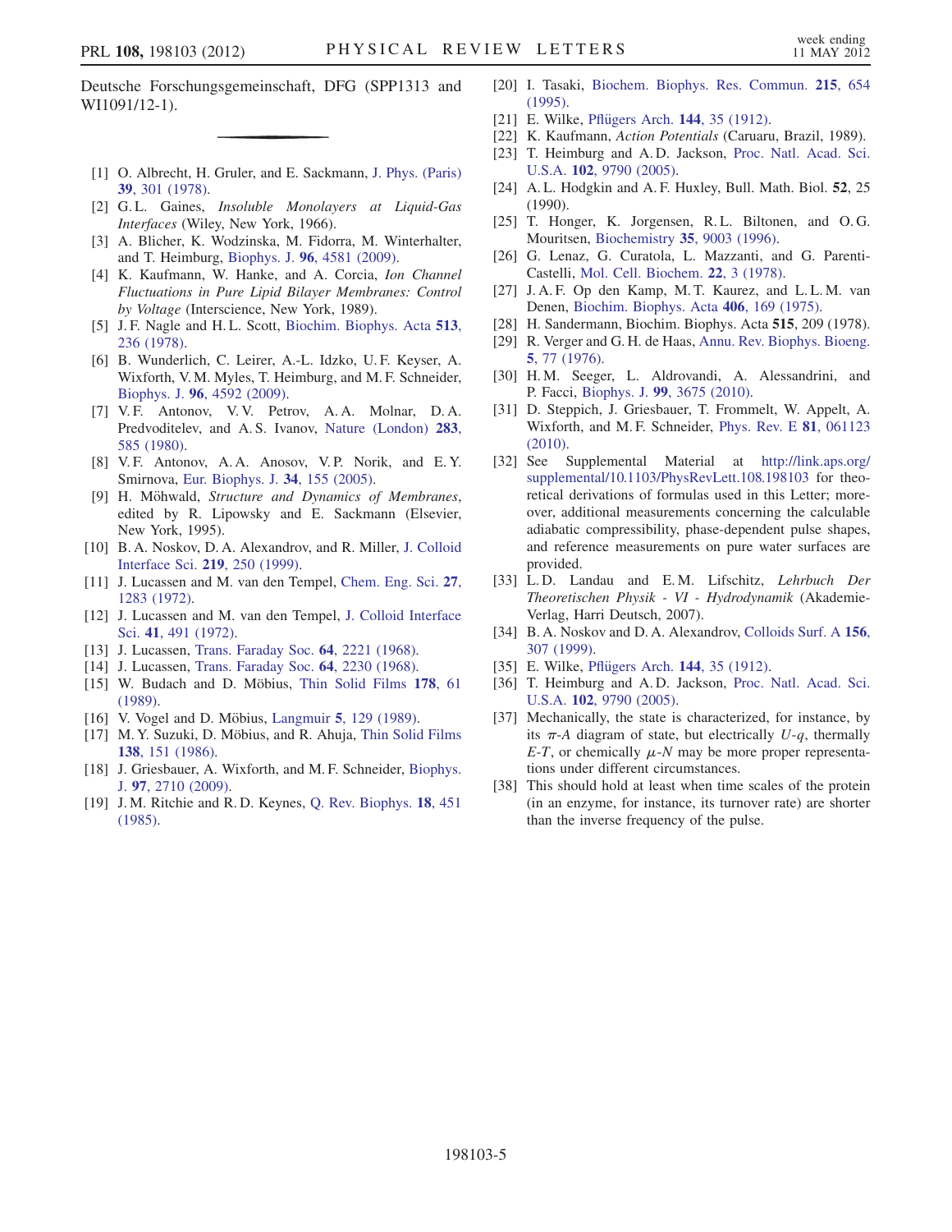Deutsche Forschungsgemeinschaft, DFG (SPP1313 and WI1091/12-1).

---

[1] O. Albrecht, H. Gruler, and E. Sackmann, J. Phys. (Paris) **39**, 301 (1978).

[2] G. L. Gaines, *Insoluble Monolayers at Liquid-Gas Interfaces* (Wiley, New York, 1966).

[3] A. Blicher, K. Wodzinska, M. Fidorra, M. Winterhalter, and T. Heimburg, Biophys. J. **96**, 4581 (2009).

[4] K. Kaufmann, W. Hanke, and A. Corcia, *Ion Channel Fluctuations in Pure Lipid Bilayer Membranes: Control by Voltage* (Interscience, New York, 1989).

[5] J. F. Nagle and H. L. Scott, Biochim. Biophys. Acta **513**, 236 (1978).

[6] B. Wunderlich, C. Leirer, A.-L. Idzko, U. F. Keyser, A. Wixforth, V. M. Myles, T. Heimburg, and M. F. Schneider, Biophys. J. **96**, 4592 (2009).

[7] V. F. Antonov, V. V. Petrov, A. A. Molnar, D. A. Predvoditelev, and A. S. Ivanov, Nature (London) **283**, 585 (1980).

[8] V. F. Antonov, A. A. Anosov, V. P. Norik, and E. Y. Smirnova, Eur. Biophys. J. **34**, 155 (2005).

[9] H. Möhwald, *Structure and Dynamics of Membranes*, edited by R. Lipowsky and E. Sackmann (Elsevier, New York, 1995).

[10] B. A. Noskov, D. A. Alexandrov, and R. Miller, J. Colloid Interface Sci. **219**, 250 (1999).

[11] J. Lucassen and M. van den Tempel, Chem. Eng. Sci. **27**, 1283 (1972).

[12] J. Lucassen and M. van den Tempel, J. Colloid Interface Sci. **41**, 491 (1972).

[13] J. Lucassen, Trans. Faraday Soc. **64**, 2221 (1968).

[14] J. Lucassen, Trans. Faraday Soc. **64**, 2230 (1968).

[15] W. Budach and D. Möbius, Thin Solid Films **178**, 61 (1989).

[16] V. Vogel and D. Möbius, Langmuir **5**, 129 (1989).

[17] M. Y. Suzuki, D. Möbius, and R. Ahuja, Thin Solid Films **138**, 151 (1986).

[18] J. Griesbauer, A. Wixforth, and M. F. Schneider, Biophys. J. **97**, 2710 (2009).

[19] J. M. Ritchie and R. D. Keynes, Q. Rev. Biophys. **18**, 451 (1985).

[20] I. Tasaki, Biochem. Biophys. Res. Commun. **215**, 654 (1995).

[21] E. Wilke, Pflügers Arch. **144**, 35 (1912).

[22] K. Kaufmann, *Action Potentials* (Caruaru, Brazil, 1989).

[23] T. Heimburg and A. D. Jackson, Proc. Natl. Acad. Sci. U.S.A. **102**, 9790 (2005).

[24] A. L. Hodgkin and A. F. Huxley, Bull. Math. Biol. **52**, 25 (1990).

[25] T. Honger, K. Jorgensen, R. L. Biltonen, and O. G. Mouritsen, Biochemistry **35**, 9003 (1996).

[26] G. Lenaz, G. Curatola, L. Mazzanti, and G. Parenti-Castelli, Mol. Cell. Biochem. **22**, 3 (1978).

[27] J. A. F. Op den Kamp, M. T. Kaurez, and L. L. M. van Denen, Biochim. Biophys. Acta **406**, 169 (1975).

[28] H. Sandermann, Biochim. Biophys. Acta **515**, 209 (1978).

[29] R. Verger and G. H. de Haas, Annu. Rev. Biophys. Bioeng. **5**, 77 (1976).

[30] H. M. Seeger, L. Aldrovandi, A. Alessandrini, and P. Facci, Biophys. J. **99**, 3675 (2010).

[31] D. Steppich, J. Griesbauer, T. Frommelt, W. Appelt, A. Wixforth, and M. F. Schneider, Phys. Rev. E **81**, 061123 (2010).

[32] See Supplemental Material at http://link.aps.org/supplemental/10.1103/PhysRevLett.108.198103 for theoretical derivations of formulas used in this Letter; moreover, additional measurements concerning the calculable adiabatic compressibility, phase-dependent pulse shapes, and reference measurements on pure water surfaces are provided.

[33] L. D. Landau and E. M. Lifschitz, *Lehrbuch Der Theoretischen Physik - VI - Hydrodynamik* (Akademie-Verlag, Harri Deutsch, 2007).

[34] B. A. Noskov and D. A. Alexandrov, Colloids Surf. A **156**, 307 (1999).

[35] E. Wilke, Pflügers Arch. **144**, 35 (1912).

[36] T. Heimburg and A. D. Jackson, Proc. Natl. Acad. Sci. U.S.A. **102**, 9790 (2005).

[37] Mechanically, the state is characterized, for instance, by its $\pi$-$A$ diagram of state, but electrically $U$-$q$, thermally $E$-$T$, or chemically $\mu$-$N$ may be more proper representations under different circumstances.

[38] This should hold at least when time scales of the protein (in an enzyme, for instance, its turnover rate) are shorter than the inverse frequency of the pulse.